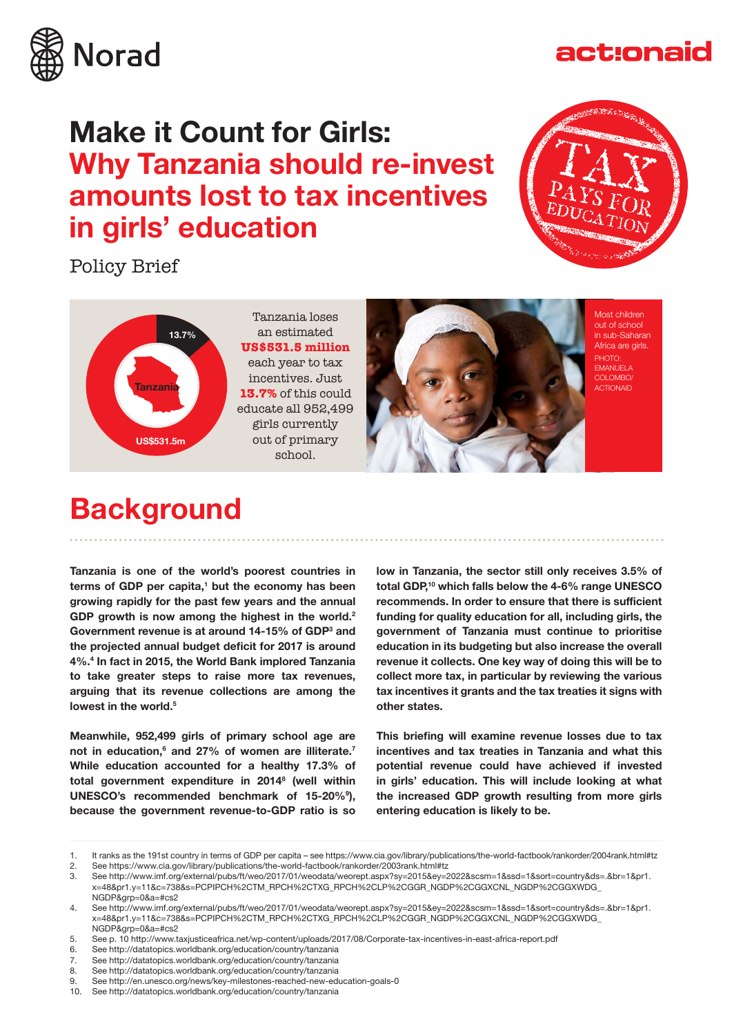Norad

actionaid

# Make it Count for Girls: Why Tanzania should re-invest amounts lost to tax incentives in girls' education

TAX PAYS FOR EDUCATION

Policy Brief

13.7%

Tanzania

US$531.5m

Tanzania loses an estimated **US$531.5 million** each year to tax incentives. Just **13.7%** of this could educate all 952,499 girls currently out of primary school.

Most children out of school in sub-Saharan Africa are girls. PHOTO: EMANUELA COLOMBO/ ACTIONAID

## Background

**Tanzania is one of the world's poorest countries in terms of GDP per capita,[1] but the economy has been growing rapidly for the past few years and the annual GDP growth is now among the highest in the world.[2] Government revenue is at around 14-15% of GDP[3] and the projected annual budget deficit for 2017 is around 4%.[4] In fact in 2015, the World Bank implored Tanzania to take greater steps to raise more tax revenues, arguing that its revenue collections are among the lowest in the world.[5]**

**Meanwhile, 952,499 girls of primary school age are not in education,[6] and 27% of women are illiterate.[7] While education accounted for a healthy 17.3% of total government expenditure in 2014[8] (well within UNESCO's recommended benchmark of 15-20%[9]), because the government revenue-to-GDP ratio is so low in Tanzania, the sector still only receives 3.5% of total GDP,[10] which falls below the 4-6% range UNESCO recommends. In order to ensure that there is sufficient funding for quality education for all, including girls, the government of Tanzania must continue to prioritise education in its budgeting but also increase the overall revenue it collects. One key way of doing this will be to collect more tax, in particular by reviewing the various tax incentives it grants and the tax treaties it signs with other states.**

**This briefing will examine revenue losses due to tax incentives and tax treaties in Tanzania and what this potential revenue could have achieved if invested in girls' education. This will include looking at what the increased GDP growth resulting from more girls entering education is likely to be.**

1. It ranks as the 191st country in terms of GDP per capita – see https://www.cia.gov/library/publications/the-world-factbook/rankorder/2004rank.html#tz
2. See https://www.cia.gov/library/publications/the-world-factbook/rankorder/2003rank.html#tz
3. See http://www.imf.org/external/pubs/ft/weo/2017/01/weodata/weorept.aspx?sy=2015&ey=2022&scsm=1&ssd=1&sort=country&ds=.&br=1&pr1.x=48&pr1.y=11&c=738&s=PCPIPCH%2CTM_RPCH%2CTXG_RPCH%2CLP%2CGGR_NGDP%2CGGXCNL_NGDP%2CGGXWDG_NGDP&grp=0&a=#cs2
4. See http://www.imf.org/external/pubs/ft/weo/2017/01/weodata/weorept.aspx?sy=2015&ey=2022&scsm=1&ssd=1&sort=country&ds=.&br=1&pr1.x=48&pr1.y=11&c=738&s=PCPIPCH%2CTM_RPCH%2CTXG_RPCH%2CLP%2CGGR_NGDP%2CGGXCNL_NGDP%2CGGXWDG_NGDP&grp=0&a=#cs2
5. See p. 10 http://www.taxjusticeafrica.net/wp-content/uploads/2017/08/Corporate-tax-incentives-in-east-africa-report.pdf
6. See http://datatopics.worldbank.org/education/country/tanzania
7. See http://datatopics.worldbank.org/education/country/tanzania
8. See http://datatopics.worldbank.org/education/country/tanzania
9. See http://en.unesco.org/news/key-milestones-reached-new-education-goals-0
10. See http://datatopics.worldbank.org/education/country/tanzania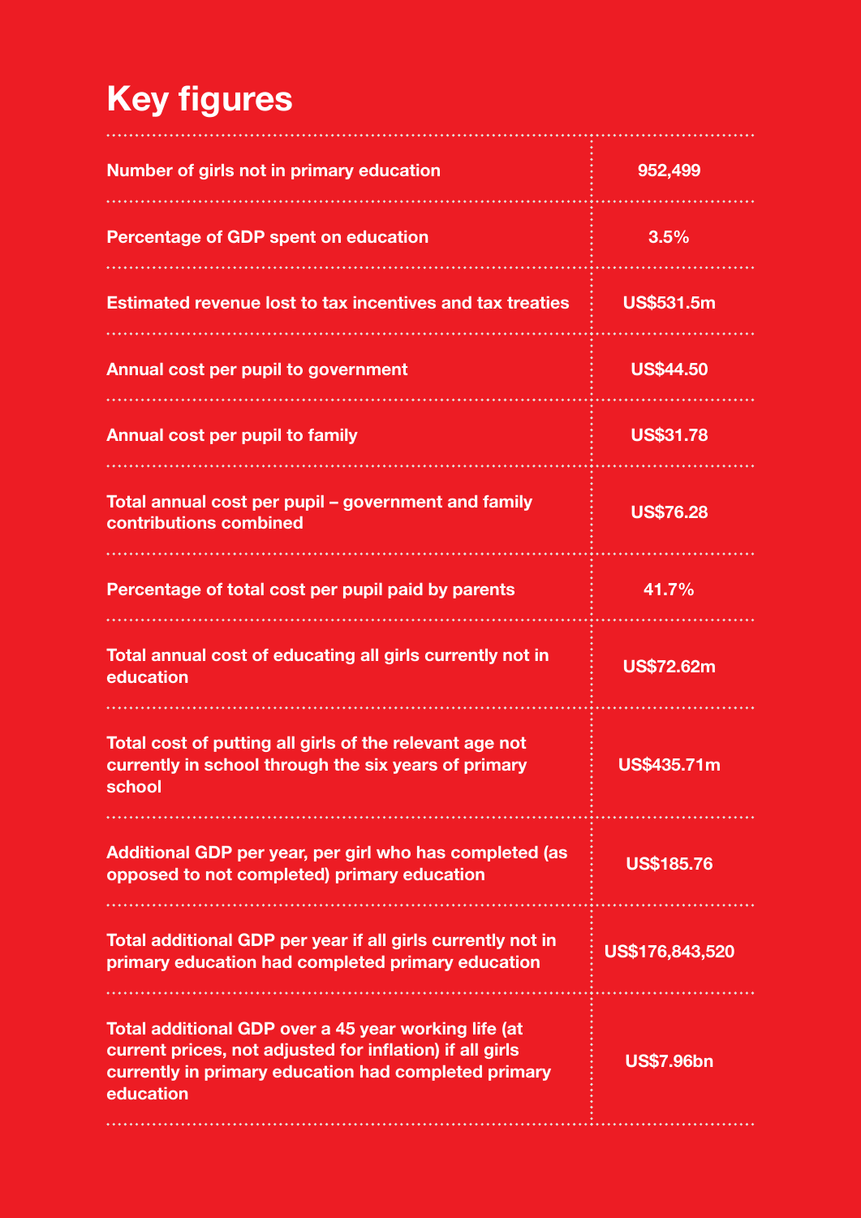# Key figures

| | |
|---|---|
| **Number of girls not in primary education** | **952,499** |
| **Percentage of GDP spent on education** | **3.5%** |
| **Estimated revenue lost to tax incentives and tax treaties** | **US$531.5m** |
| **Annual cost per pupil to government** | **US$44.50** |
| **Annual cost per pupil to family** | **US$31.78** |
| **Total annual cost per pupil – government and family contributions combined** | **US$76.28** |
| **Percentage of total cost per pupil paid by parents** | **41.7%** |
| **Total annual cost of educating all girls currently not in education** | **US$72.62m** |
| **Total cost of putting all girls of the relevant age not currently in school through the six years of primary school** | **US$435.71m** |
| **Additional GDP per year, per girl who has completed (as opposed to not completed) primary education** | **US$185.76** |
| **Total additional GDP per year if all girls currently not in primary education had completed primary education** | **US$176,843,520** |
| **Total additional GDP over a 45 year working life (at current prices, not adjusted for inflation) if all girls currently in primary education had completed primary education** | **US$7.96bn** |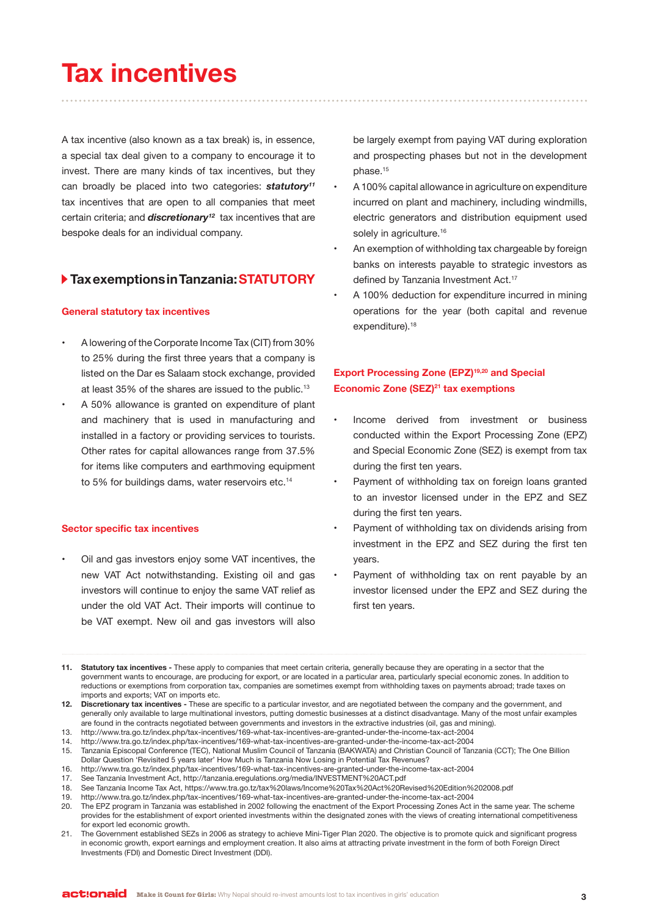# Tax incentives

A tax incentive (also known as a tax break) is, in essence, a special tax deal given to a company to encourage it to invest. There are many kinds of tax incentives, but they can broadly be placed into two categories: ***statutory***[11] tax incentives that are open to all companies that meet certain criteria; and ***discretionary***[12] tax incentives that are bespoke deals for an individual company.

## Tax exemptions in Tanzania: STATUTORY

### General statutory tax incentives

- A lowering of the Corporate Income Tax (CIT) from 30% to 25% during the first three years that a company is listed on the Dar es Salaam stock exchange, provided at least 35% of the shares are issued to the public.[13]
- A 50% allowance is granted on expenditure of plant and machinery that is used in manufacturing and installed in a factory or providing services to tourists. Other rates for capital allowances range from 37.5% for items like computers and earthmoving equipment to 5% for buildings dams, water reservoirs etc.[14]

### Sector specific tax incentives

- Oil and gas investors enjoy some VAT incentives, the new VAT Act notwithstanding. Existing oil and gas investors will continue to enjoy the same VAT relief as under the old VAT Act. Their imports will continue to be VAT exempt. New oil and gas investors will also be largely exempt from paying VAT during exploration and prospecting phases but not in the development phase.[15]
- A 100% capital allowance in agriculture on expenditure incurred on plant and machinery, including windmills, electric generators and distribution equipment used solely in agriculture.[16]
- An exemption of withholding tax chargeable by foreign banks on interests payable to strategic investors as defined by Tanzania Investment Act.[17]
- A 100% deduction for expenditure incurred in mining operations for the year (both capital and revenue expenditure).[18]

### Export Processing Zone (EPZ)[19,20] and Special Economic Zone (SEZ)[21] tax exemptions

- Income derived from investment or business conducted within the Export Processing Zone (EPZ) and Special Economic Zone (SEZ) is exempt from tax during the first ten years.
- Payment of withholding tax on foreign loans granted to an investor licensed under in the EPZ and SEZ during the first ten years.
- Payment of withholding tax on dividends arising from investment in the EPZ and SEZ during the first ten years.
- Payment of withholding tax on rent payable by an investor licensed under the EPZ and SEZ during the first ten years.

---

11. **Statutory tax incentives -** These apply to companies that meet certain criteria, generally because they are operating in a sector that the government wants to encourage, are producing for export, or are located in a particular area, particularly special economic zones. In addition to reductions or exemptions from corporation tax, companies are sometimes exempt from withholding taxes on payments abroad; trade taxes on imports and exports; VAT on imports etc.
12. **Discretionary tax incentives -** These are specific to a particular investor, and are negotiated between the company and the government, and generally only available to large multinational investors, putting domestic businesses at a distinct disadvantage. Many of the most unfair examples are found in the contracts negotiated between governments and investors in the extractive industries (oil, gas and mining).
13. http://www.tra.go.tz/index.php/tax-incentives/169-what-tax-incentives-are-granted-under-the-income-tax-act-2004
14. http://www.tra.go.tz/index.php/tax-incentives/169-what-tax-incentives-are-granted-under-the-income-tax-act-2004
15. Tanzania Episcopal Conference (TEC), National Muslim Council of Tanzania (BAKWATA) and Christian Council of Tanzania (CCT); The One Billion Dollar Question 'Revisited 5 years later' How Much is Tanzania Now Losing in Potential Tax Revenues?
16. http://www.tra.go.tz/index.php/tax-incentives/169-what-tax-incentives-are-granted-under-the-income-tax-act-2004
17. See Tanzania Investment Act, http://tanzania.eregulations.org/media/INVESTMENT%20ACT.pdf
18. See Tanzania Income Tax Act, https://www.tra.go.tz/tax%20laws/Income%20Tax%20Act%20Revised%20Edition%202008.pdf
19. http://www.tra.go.tz/index.php/tax-incentives/169-what-tax-incentives-are-granted-under-the-income-tax-act-2004
20. The EPZ program in Tanzania was established in 2002 following the enactment of the Export Processing Zones Act in the same year. The scheme provides for the establishment of export oriented investments within the designated zones with the views of creating international competitiveness for export led economic growth.
21. The Government established SEZs in 2006 as strategy to achieve Mini-Tiger Plan 2020. The objective is to promote quick and significant progress in economic growth, export earnings and employment creation. It also aims at attracting private investment in the form of both Foreign Direct Investments (FDI) and Domestic Direct Investment (DDI).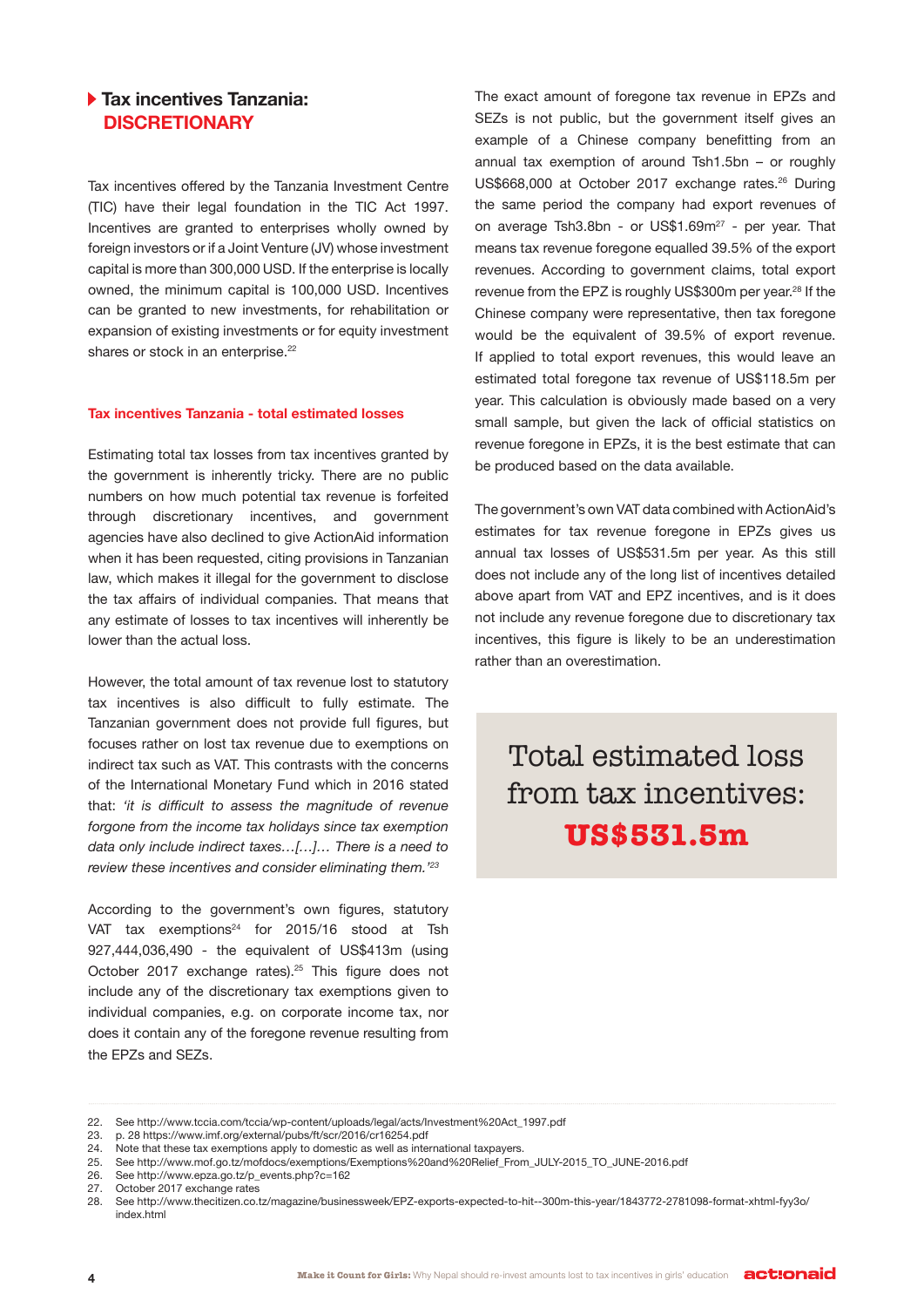## Tax incentives Tanzania: DISCRETIONARY

Tax incentives offered by the Tanzania Investment Centre (TIC) have their legal foundation in the TIC Act 1997. Incentives are granted to enterprises wholly owned by foreign investors or if a Joint Venture (JV) whose investment capital is more than 300,000 USD. If the enterprise is locally owned, the minimum capital is 100,000 USD. Incentives can be granted to new investments, for rehabilitation or expansion of existing investments or for equity investment shares or stock in an enterprise.[22]

### Tax incentives Tanzania - total estimated losses

Estimating total tax losses from tax incentives granted by the government is inherently tricky. There are no public numbers on how much potential tax revenue is forfeited through discretionary incentives, and government agencies have also declined to give ActionAid information when it has been requested, citing provisions in Tanzanian law, which makes it illegal for the government to disclose the tax affairs of individual companies. That means that any estimate of losses to tax incentives will inherently be lower than the actual loss.

However, the total amount of tax revenue lost to statutory tax incentives is also difficult to fully estimate. The Tanzanian government does not provide full figures, but focuses rather on lost tax revenue due to exemptions on indirect tax such as VAT. This contrasts with the concerns of the International Monetary Fund which in 2016 stated that: *'it is difficult to assess the magnitude of revenue forgone from the income tax holidays since tax exemption data only include indirect taxes…[…]… There is a need to review these incentives and consider eliminating them.'*[23]

According to the government's own figures, statutory VAT tax exemptions[24] for 2015/16 stood at Tsh 927,444,036,490 - the equivalent of US$413m (using October 2017 exchange rates).[25] This figure does not include any of the discretionary tax exemptions given to individual companies, e.g. on corporate income tax, nor does it contain any of the foregone revenue resulting from the EPZs and SEZs.

The exact amount of foregone tax revenue in EPZs and SEZs is not public, but the government itself gives an example of a Chinese company benefitting from an annual tax exemption of around Tsh1.5bn – or roughly US$668,000 at October 2017 exchange rates.[26] During the same period the company had export revenues of on average Tsh3.8bn - or US$1.69m[27] - per year. That means tax revenue foregone equalled 39.5% of the export revenues. According to government claims, total export revenue from the EPZ is roughly US$300m per year.[28] If the Chinese company were representative, then tax foregone would be the equivalent of 39.5% of export revenue. If applied to total export revenues, this would leave an estimated total foregone tax revenue of US$118.5m per year. This calculation is obviously made based on a very small sample, but given the lack of official statistics on revenue foregone in EPZs, it is the best estimate that can be produced based on the data available.

The government's own VAT data combined with ActionAid's estimates for tax revenue foregone in EPZs gives us annual tax losses of US$531.5m per year. As this still does not include any of the long list of incentives detailed above apart from VAT and EPZ incentives, and is it does not include any revenue foregone due to discretionary tax incentives, this figure is likely to be an underestimation rather than an overestimation.

> **Total estimated loss from tax incentives: US$531.5m**

---

22. See http://www.tccia.com/tccia/wp-content/uploads/legal/acts/Investment%20Act_1997.pdf
23. p. 28 https://www.imf.org/external/pubs/ft/scr/2016/cr16254.pdf
24. Note that these tax exemptions apply to domestic as well as international taxpayers.
25. See http://www.mof.go.tz/mofdocs/exemptions/Exemptions%20and%20Relief_From_JULY-2015_TO_JUNE-2016.pdf
26. See http://www.epza.go.tz/p_events.php?c=162
27. October 2017 exchange rates
28. See http://www.thecitizen.co.tz/magazine/businessweek/EPZ-exports-expected-to-hit--300m-this-year/1843772-2781098-format-xhtml-fyy3o/index.html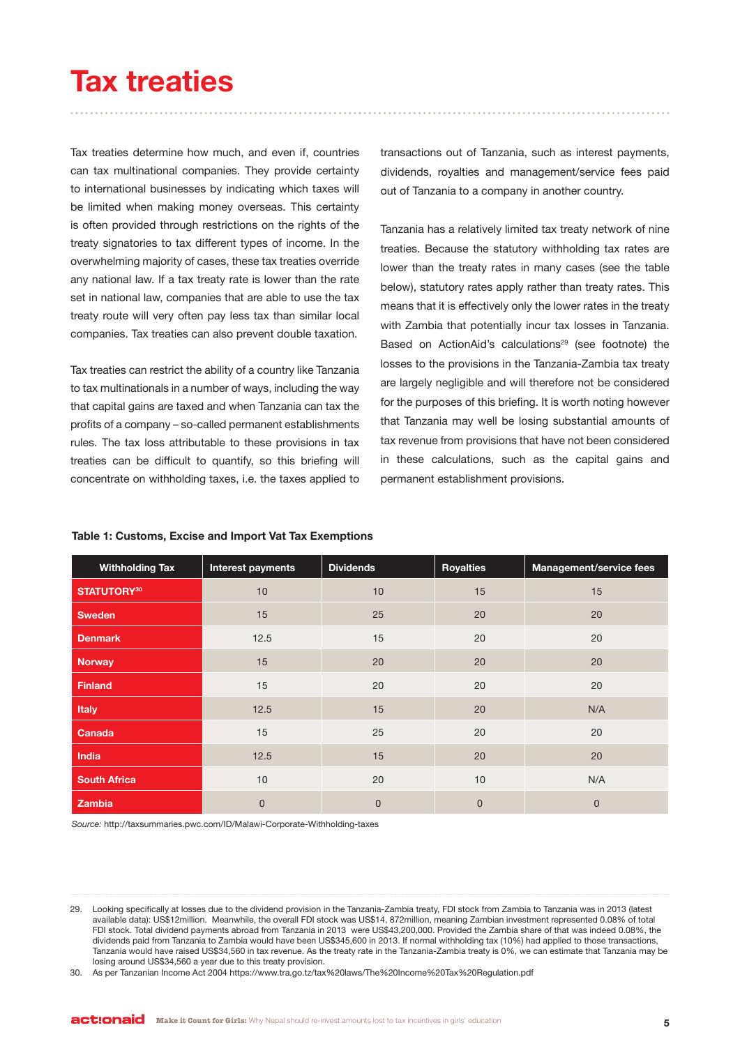# Tax treaties

Tax treaties determine how much, and even if, countries can tax multinational companies. They provide certainty to international businesses by indicating which taxes will be limited when making money overseas. This certainty is often provided through restrictions on the rights of the treaty signatories to tax different types of income. In the overwhelming majority of cases, these tax treaties override any national law. If a tax treaty rate is lower than the rate set in national law, companies that are able to use the tax treaty route will very often pay less tax than similar local companies. Tax treaties can also prevent double taxation.

Tax treaties can restrict the ability of a country like Tanzania to tax multinationals in a number of ways, including the way that capital gains are taxed and when Tanzania can tax the profits of a company – so-called permanent establishments rules. The tax loss attributable to these provisions in tax treaties can be difficult to quantify, so this briefing will concentrate on withholding taxes, i.e. the taxes applied to transactions out of Tanzania, such as interest payments, dividends, royalties and management/service fees paid out of Tanzania to a company in another country.

Tanzania has a relatively limited tax treaty network of nine treaties. Because the statutory withholding tax rates are lower than the treaty rates in many cases (see the table below), statutory rates apply rather than treaty rates. This means that it is effectively only the lower rates in the treaty with Zambia that potentially incur tax losses in Tanzania. Based on ActionAid's calculations[29] (see footnote) the losses to the provisions in the Tanzania-Zambia tax treaty are largely negligible and will therefore not be considered for the purposes of this briefing. It is worth noting however that Tanzania may well be losing substantial amounts of tax revenue from provisions that have not been considered in these calculations, such as the capital gains and permanent establishment provisions.

**Table 1: Customs, Excise and Import Vat Tax Exemptions**

| Withholding Tax | Interest payments | Dividends | Royalties | Management/service fees |
|---|---|---|---|---|
| STATUTORY[30] | 10 | 10 | 15 | 15 |
| Sweden | 15 | 25 | 20 | 20 |
| Denmark | 12.5 | 15 | 20 | 20 |
| Norway | 15 | 20 | 20 | 20 |
| Finland | 15 | 20 | 20 | 20 |
| Italy | 12.5 | 15 | 20 | N/A |
| Canada | 15 | 25 | 20 | 20 |
| India | 12.5 | 15 | 20 | 20 |
| South Africa | 10 | 20 | 10 | N/A |
| Zambia | 0 | 0 | 0 | 0 |

*Source:* http://taxsummaries.pwc.com/ID/Malawi-Corporate-Withholding-taxes

29. Looking specifically at losses due to the dividend provision in the Tanzania-Zambia treaty, FDI stock from Zambia to Tanzania was in 2013 (latest available data): US$12million. Meanwhile, the overall FDI stock was US$14, 872million, meaning Zambian investment represented 0.08% of total FDI stock. Total dividend payments abroad from Tanzania in 2013 were US$43,200,000. Provided the Zambia share of that was indeed 0.08%, the dividends paid from Tanzania to Zambia would have been US$345,600 in 2013. If normal withholding tax (10%) had applied to those transactions, Tanzania would have raised US$34,560 in tax revenue. As the treaty rate in the Tanzania-Zambia treaty is 0%, we can estimate that Tanzania may be losing around US$34,560 a year due to this treaty provision.
30. As per Tanzanian Income Act 2004 https://www.tra.go.tz/tax%20laws/The%20Income%20Tax%20Regulation.pdf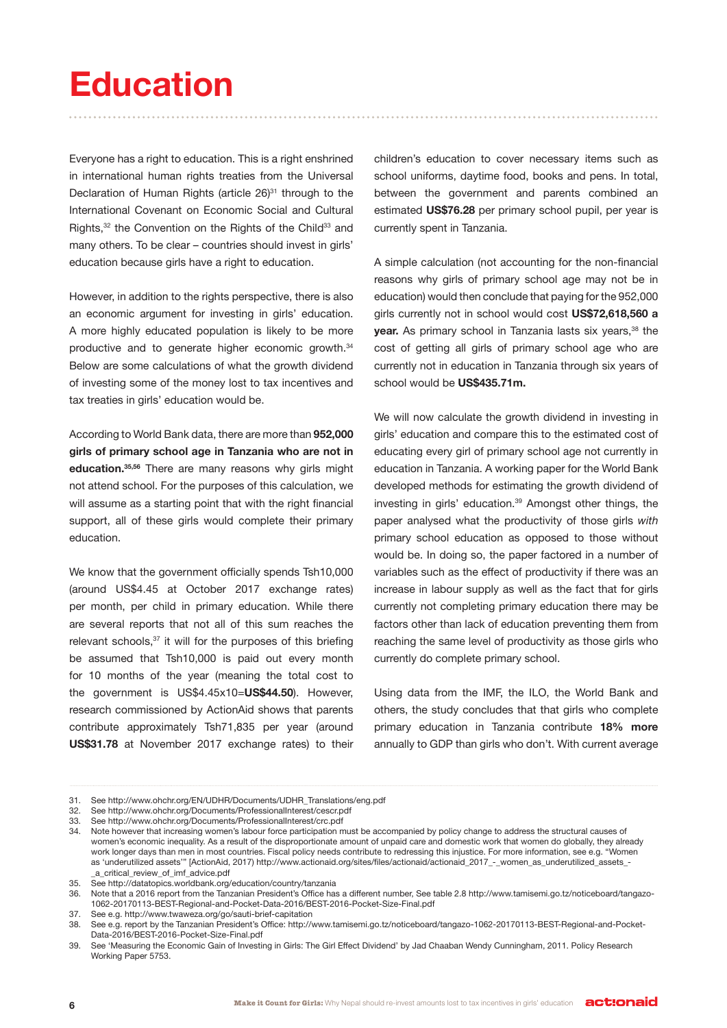# Education

Everyone has a right to education. This is a right enshrined in international human rights treaties from the Universal Declaration of Human Rights (article 26)[31] through to the International Covenant on Economic Social and Cultural Rights,[32] the Convention on the Rights of the Child[33] and many others. To be clear – countries should invest in girls' education because girls have a right to education.

However, in addition to the rights perspective, there is also an economic argument for investing in girls' education. A more highly educated population is likely to be more productive and to generate higher economic growth.[34] Below are some calculations of what the growth dividend of investing some of the money lost to tax incentives and tax treaties in girls' education would be.

According to World Bank data, there are more than **952,000 girls of primary school age in Tanzania who are not in education.**[35,56] There are many reasons why girls might not attend school. For the purposes of this calculation, we will assume as a starting point that with the right financial support, all of these girls would complete their primary education.

We know that the government officially spends Tsh10,000 (around US$4.45 at October 2017 exchange rates) per month, per child in primary education. While there are several reports that not all of this sum reaches the relevant schools,[37] it will for the purposes of this briefing be assumed that Tsh10,000 is paid out every month for 10 months of the year (meaning the total cost to the government is US$4.45x10=**US$44.50**). However, research commissioned by ActionAid shows that parents contribute approximately Tsh71,835 per year (around **US$31.78** at November 2017 exchange rates) to their children's education to cover necessary items such as school uniforms, daytime food, books and pens. In total, between the government and parents combined an estimated **US$76.28** per primary school pupil, per year is currently spent in Tanzania.

A simple calculation (not accounting for the non-financial reasons why girls of primary school age may not be in education) would then conclude that paying for the 952,000 girls currently not in school would cost **US$72,618,560 a year.** As primary school in Tanzania lasts six years,[38] the cost of getting all girls of primary school age who are currently not in education in Tanzania through six years of school would be **US$435.71m.**

We will now calculate the growth dividend in investing in girls' education and compare this to the estimated cost of educating every girl of primary school age not currently in education in Tanzania. A working paper for the World Bank developed methods for estimating the growth dividend of investing in girls' education.[39] Amongst other things, the paper analysed what the productivity of those girls *with* primary school education as opposed to those without would be. In doing so, the paper factored in a number of variables such as the effect of productivity if there was an increase in labour supply as well as the fact that for girls currently not completing primary education there may be factors other than lack of education preventing them from reaching the same level of productivity as those girls who currently do complete primary school.

Using data from the IMF, the ILO, the World Bank and others, the study concludes that that girls who complete primary education in Tanzania contribute **18% more** annually to GDP than girls who don't. With current average

---

31. See http://www.ohchr.org/EN/UDHR/Documents/UDHR_Translations/eng.pdf
32. See http://www.ohchr.org/Documents/ProfessionalInterest/cescr.pdf
33. See http://www.ohchr.org/Documents/ProfessionalInterest/crc.pdf
34. Note however that increasing women's labour force participation must be accompanied by policy change to address the structural causes of women's economic inequality. As a result of the disproportionate amount of unpaid care and domestic work that women do globally, they already work longer days than men in most countries. Fiscal policy needs contribute to redressing this injustice. For more information, see e.g. "Women as 'underutilized assets'" [ActionAid, 2017) http://www.actionaid.org/sites/files/actionaid/actionaid_2017_-_women_as_underutilized_assets_-_a_critical_review_of_imf_advice.pdf
35. See http://datatopics.worldbank.org/education/country/tanzania
36. Note that a 2016 report from the Tanzanian President's Office has a different number, See table 2.8 http://www.tamisemi.go.tz/noticeboard/tangazo-1062-20170113-BEST-Regional-and-Pocket-Data-2016/BEST-2016-Pocket-Size-Final.pdf
37. See e.g. http://www.twaweza.org/go/sauti-brief-capitation
38. See e.g. report by the Tanzanian President's Office: http://www.tamisemi.go.tz/noticeboard/tangazo-1062-20170113-BEST-Regional-and-Pocket-Data-2016/BEST-2016-Pocket-Size-Final.pdf
39. See 'Measuring the Economic Gain of Investing in Girls: The Girl Effect Dividend' by Jad Chaaban Wendy Cunningham, 2011. Policy Research Working Paper 5753.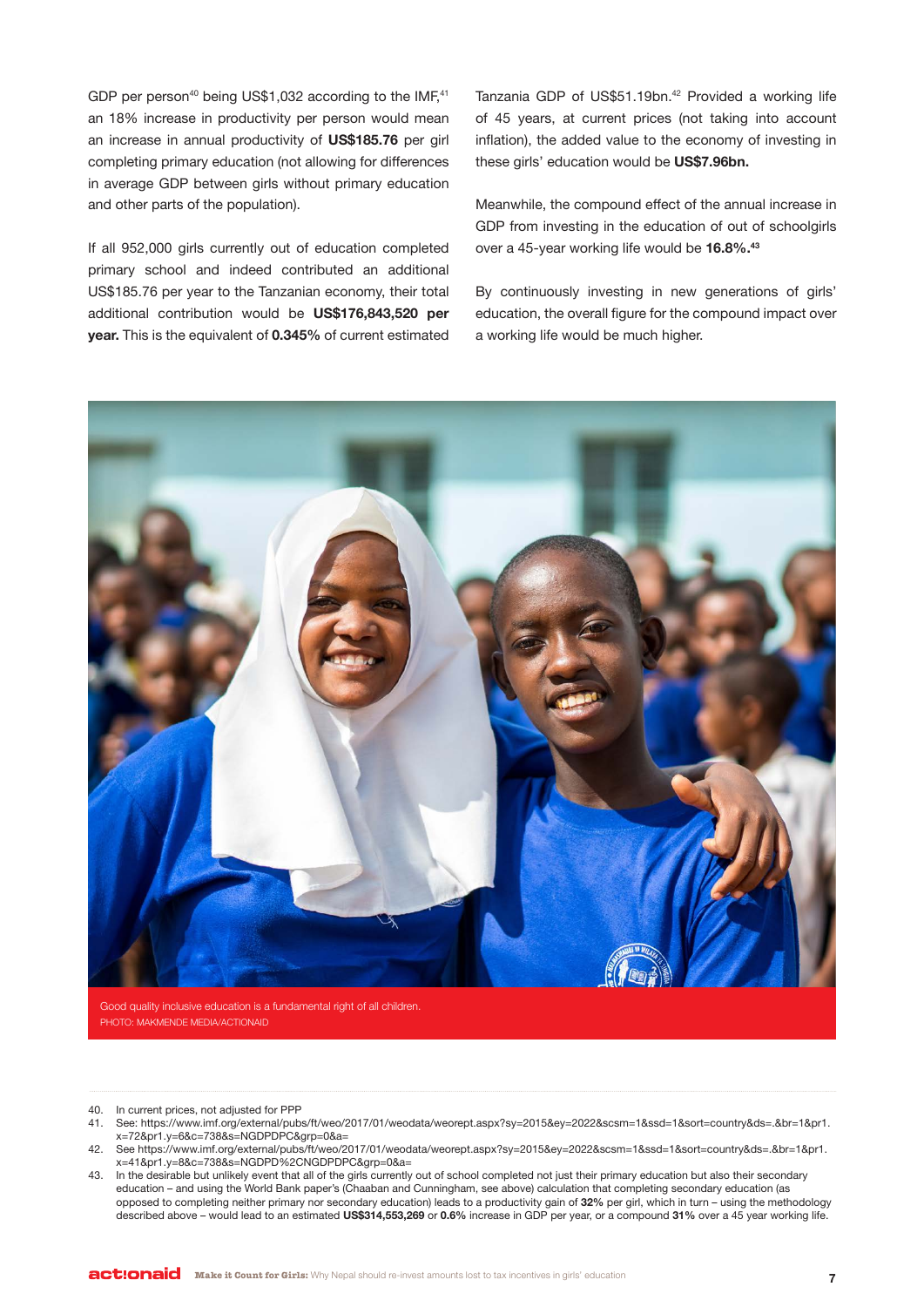GDP per person[40] being US$1,032 according to the IMF,[41] an 18% increase in productivity per person would mean an increase in annual productivity of **US$185.76** per girl completing primary education (not allowing for differences in average GDP between girls without primary education and other parts of the population).

If all 952,000 girls currently out of education completed primary school and indeed contributed an additional US$185.76 per year to the Tanzanian economy, their total additional contribution would be **US$176,843,520 per year.** This is the equivalent of **0.345%** of current estimated Tanzania GDP of US$51.19bn.[42] Provided a working life of 45 years, at current prices (not taking into account inflation), the added value to the economy of investing in these girls' education would be **US$7.96bn.**

Meanwhile, the compound effect of the annual increase in GDP from investing in the education of out of schoolgirls over a 45-year working life would be **16.8%.**[43]

By continuously investing in new generations of girls' education, the overall figure for the compound impact over a working life would be much higher.

Good quality inclusive education is a fundamental right of all children.
PHOTO: MAKMENDE MEDIA/ACTIONAID

---

40. In current prices, not adjusted for PPP
41. See: https://www.imf.org/external/pubs/ft/weo/2017/01/weodata/weorept.aspx?sy=2015&ey=2022&scsm=1&ssd=1&sort=country&ds=.&br=1&pr1.x=72&pr1.y=6&c=738&s=NGDPDPC&grp=0&a=
42. See https://www.imf.org/external/pubs/ft/weo/2017/01/weodata/weorept.aspx?sy=2015&ey=2022&scsm=1&ssd=1&sort=country&ds=.&br=1&pr1.x=41&pr1.y=8&c=738&s=NGDPD%2CNGDPDPC&grp=0&a=
43. In the desirable but unlikely event that all of the girls currently out of school completed not just their primary education but also their secondary education – and using the World Bank paper's (Chaaban and Cunningham, see above) calculation that completing secondary education (as opposed to completing neither primary nor secondary education) leads to a productivity gain of **32%** per girl, which in turn – using the methodology described above – would lead to an estimated **US$314,553,269** or **0.6%** increase in GDP per year, or a compound **31%** over a 45 year working life.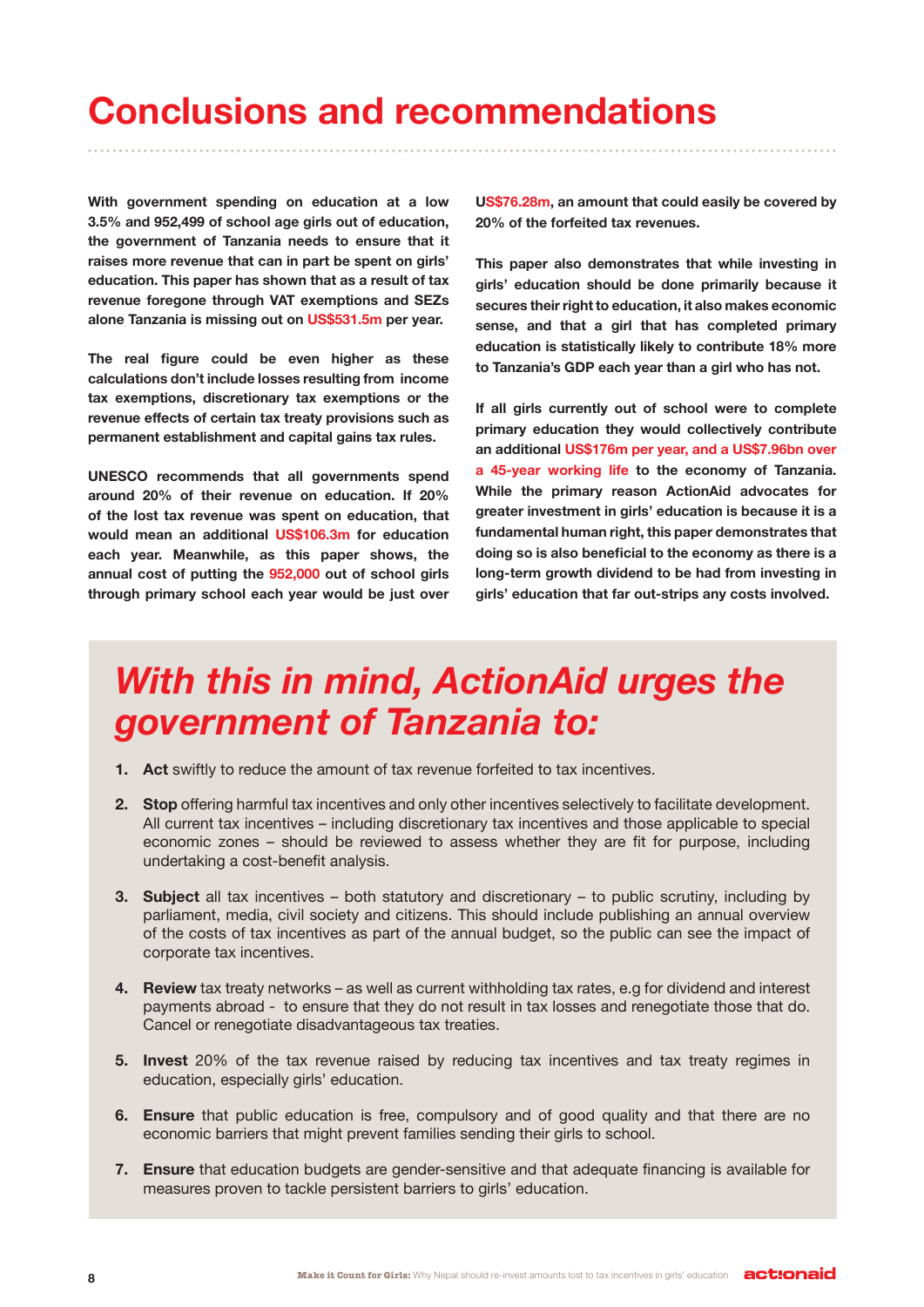# Conclusions and recommendations

**With government spending on education at a low 3.5% and 952,499 of school age girls out of education, the government of Tanzania needs to ensure that it raises more revenue that can in part be spent on girls' education. This paper has shown that as a result of tax revenue foregone through VAT exemptions and SEZs alone Tanzania is missing out on US$531.5m per year.**

**The real figure could be even higher as these calculations don't include losses resulting from income tax exemptions, discretionary tax exemptions or the revenue effects of certain tax treaty provisions such as permanent establishment and capital gains tax rules.**

**UNESCO recommends that all governments spend around 20% of their revenue on education. If 20% of the lost tax revenue was spent on education, that would mean an additional US$106.3m for education each year. Meanwhile, as this paper shows, the annual cost of putting the 952,000 out of school girls through primary school each year would be just over US$76.28m, an amount that could easily be covered by 20% of the forfeited tax revenues.**

**This paper also demonstrates that while investing in girls' education should be done primarily because it secures their right to education, it also makes economic sense, and that a girl that has completed primary education is statistically likely to contribute 18% more to Tanzania's GDP each year than a girl who has not.**

**If all girls currently out of school were to complete primary education they would collectively contribute an additional US$176m per year, and a US$7.96bn over a 45-year working life to the economy of Tanzania. While the primary reason ActionAid advocates for greater investment in girls' education is because it is a fundamental human right, this paper demonstrates that doing so is also beneficial to the economy as there is a long-term growth dividend to be had from investing in girls' education that far out-strips any costs involved.**

## *With this in mind, ActionAid urges the government of Tanzania to:*

1. **Act** swiftly to reduce the amount of tax revenue forfeited to tax incentives.
2. **Stop** offering harmful tax incentives and only other incentives selectively to facilitate development. All current tax incentives – including discretionary tax incentives and those applicable to special economic zones – should be reviewed to assess whether they are fit for purpose, including undertaking a cost-benefit analysis.
3. **Subject** all tax incentives – both statutory and discretionary – to public scrutiny, including by parliament, media, civil society and citizens. This should include publishing an annual overview of the costs of tax incentives as part of the annual budget, so the public can see the impact of corporate tax incentives.
4. **Review** tax treaty networks – as well as current withholding tax rates, e.g for dividend and interest payments abroad - to ensure that they do not result in tax losses and renegotiate those that do. Cancel or renegotiate disadvantageous tax treaties.
5. **Invest** 20% of the tax revenue raised by reducing tax incentives and tax treaty regimes in education, especially girls' education.
6. **Ensure** that public education is free, compulsory and of good quality and that there are no economic barriers that might prevent families sending their girls to school.
7. **Ensure** that education budgets are gender-sensitive and that adequate financing is available for measures proven to tackle persistent barriers to girls' education.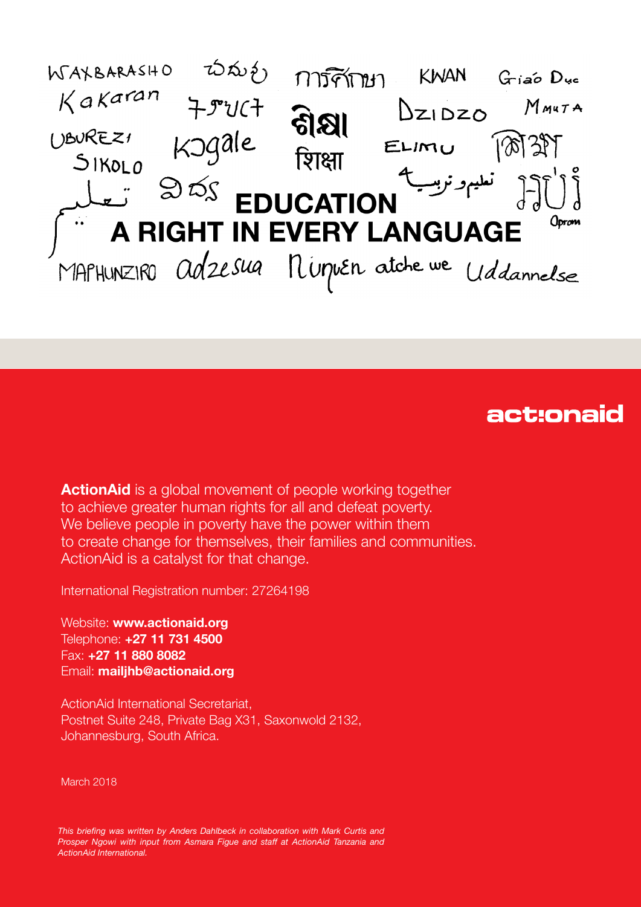WAXBARASHO ವಿದ್ಯೆ การศึกษา KWAN Giáo Dục

Kakaran ትምህርት ଶିକ୍ଷା DZIDZO MMUTA

UBUREZI Kɔgale शिक्षा ELIMU শিক্ষা

SIKOLO تعليم ವಿದ್ಯೆ **EDUCATION** تعليم و تربيت

# A RIGHT IN EVERY LANGUAGE

Oprom

MAPHUNZIRO adzesua Ninpen atche we Uddannelse

actionaid

**ActionAid** is a global movement of people working together to achieve greater human rights for all and defeat poverty. We believe people in poverty have the power within them to create change for themselves, their families and communities. ActionAid is a catalyst for that change.

International Registration number: 27264198

Website: **www.actionaid.org**
Telephone: **+27 11 731 4500**
Fax: **+27 11 880 8082**
Email: **mailjhb@actionaid.org**

ActionAid International Secretariat,
Postnet Suite 248, Private Bag X31, Saxonwold 2132,
Johannesburg, South Africa.

March 2018

*This briefing was written by Anders Dahlbeck in collaboration with Mark Curtis and Prosper Ngowi with input from Asmara Figue and staff at ActionAid Tanzania and ActionAid International.*